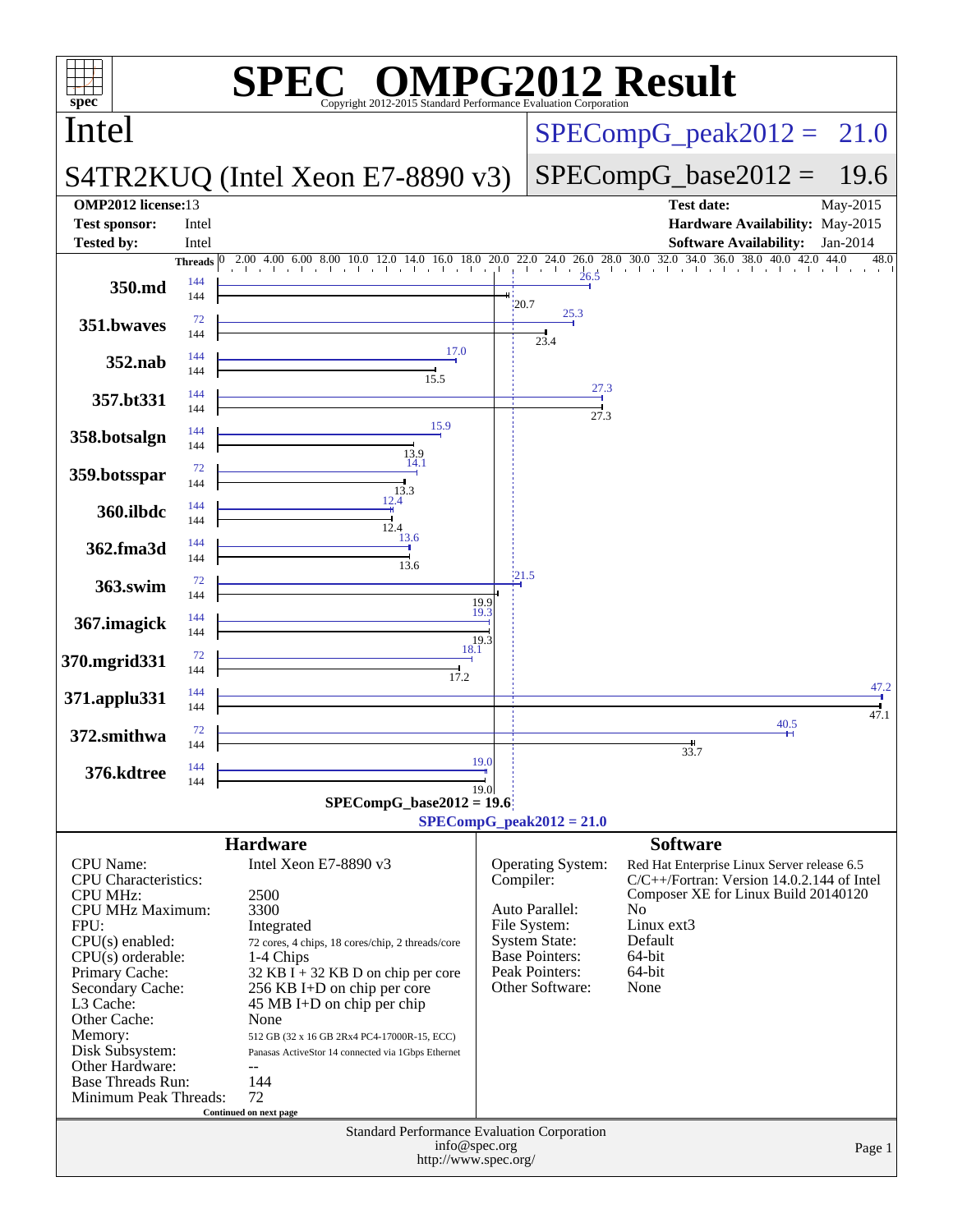# SPEC OMPG2012 Result

Copyright 2012-2015 Standard Performance Evaluation Corporation

## Intel

## S4TR2KUQ (Intel Xeon E7-8890 v3)

SPECompG_peak2012 = 21.0

SPECompG_base2012 = 19.6

| | | | |
|---|---|---|---|
| **OMP2012 license:** | 13 | **Test date:** | May-2015 |
| **Test sponsor:** | Intel | **Hardware Availability:** | May-2015 |
| **Tested by:** | Intel | **Software Availability:** | Jan-2014 |

| Benchmark | Peak Threads | Base Threads | Peak Ratio | Base Ratio |
|---|---|---|---|---|
| 350.md | 144 | 144 | 26.5 | 20.7 |
| 351.bwaves | 72 | 144 | 25.3 | 23.4 |
| 352.nab | 144 | 144 | 17.0 | 15.5 |
| 357.bt331 | 144 | 144 | 27.3 | 27.3 |
| 358.botsalgn | 144 | 144 | 15.9 | 13.9 |
| 359.botsspar | 72 | 144 | 14.1 | 13.3 |
| 360.ilbdc | 144 | 144 | 12.4 | 12.4 |
| 362.fma3d | 144 | 144 | 13.6 | 13.6 |
| 363.swim | 72 | 144 | 21.5 | 19.9 |
| 367.imagick | 144 | 144 | 19.3 | 19.3 |
| 370.mgrid331 | 72 | 144 | 18.1 | 17.2 |
| 371.applu331 | 144 | 144 | 47.2 | 47.1 |
| 372.smithwa | 72 | 144 | 40.5 | 33.7 |
| 376.kdtree | 144 | 144 | 19.0 | 19.0 |

SPECompG_base2012 = 19.6

SPECompG_peak2012 = 21.0

### Hardware

| | |
|---|---|
| CPU Name: | Intel Xeon E7-8890 v3 |
| CPU Characteristics: | |
| CPU MHz: | 2500 |
| CPU MHz Maximum: | 3300 |
| FPU: | Integrated |
| CPU(s) enabled: | 72 cores, 4 chips, 18 cores/chip, 2 threads/core |
| CPU(s) orderable: | 1-4 Chips |
| Primary Cache: | 32 KB I + 32 KB D on chip per core |
| Secondary Cache: | 256 KB I+D on chip per core |
| L3 Cache: | 45 MB I+D on chip per chip |
| Other Cache: | None |
| Memory: | 512 GB (32 x 16 GB 2Rx4 PC4-17000R-15, ECC) |
| Disk Subsystem: | Panasas ActiveStor 14 connected via 1Gbps Ethernet |
| Other Hardware: | -- |
| Base Threads Run: | 144 |
| Minimum Peak Threads: | 72 |

Continued on next page

### Software

| | |
|---|---|
| Operating System: | Red Hat Enterprise Linux Server release 6.5 |
| Compiler: | C/C++/Fortran: Version 14.0.2.144 of Intel Composer XE for Linux Build 20140120 |
| Auto Parallel: | No |
| File System: | Linux ext3 |
| System State: | Default |
| Base Pointers: | 64-bit |
| Peak Pointers: | 64-bit |
| Other Software: | None |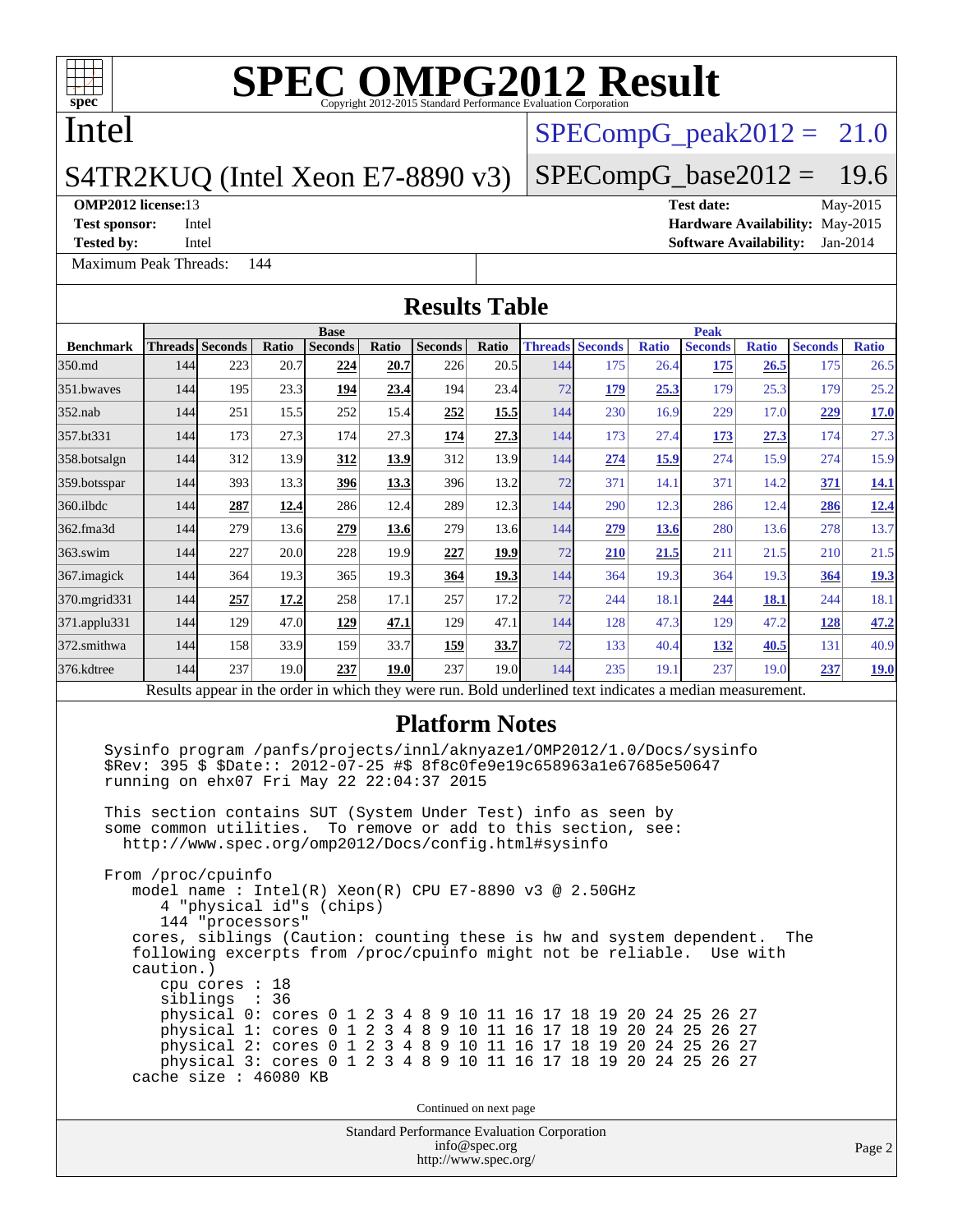# SPEC OMPG2012 Result

Copyright 2012-2015 Standard Performance Evaluation Corporation

## Intel

**S4TR2KUQ (Intel Xeon E7-8890 v3)**

SPECompG_peak2012 = 21.0

SPECompG_base2012 = 19.6

**OMP2012 license:** 13
**Test sponsor:** Intel
**Tested by:** Intel

**Test date:** May-2015
**Hardware Availability:** May-2015
**Software Availability:** Jan-2014

Maximum Peak Threads: 144

## Results Table

| Benchmark | Base | | | | | | | Peak | | | | | | |
|---|---|---|---|---|---|---|---|---|---|---|---|---|---|---|
| | Threads | Seconds | Ratio | Seconds | Ratio | Seconds | Ratio | Threads | Seconds | Ratio | Seconds | Ratio | Seconds | Ratio |
| 350.md | 144 | 223 | 20.7 | **224** | **20.7** | 226 | 20.5 | 144 | 175 | 26.4 | **175** | **26.5** | 175 | 26.5 |
| 351.bwaves | 144 | 195 | 23.3 | **194** | **23.4** | 194 | 23.4 | 72 | **179** | **25.3** | 179 | 25.3 | 179 | 25.2 |
| 352.nab | 144 | 251 | 15.5 | 252 | 15.4 | **252** | **15.5** | 144 | 230 | 16.9 | 229 | 17.0 | **229** | **17.0** |
| 357.bt331 | 144 | 173 | 27.3 | 174 | 27.3 | **174** | **27.3** | 144 | 173 | 27.4 | **173** | **27.3** | 174 | 27.3 |
| 358.botsalgn | 144 | 312 | 13.9 | **312** | **13.9** | 312 | 13.9 | 144 | **274** | **15.9** | 274 | 15.9 | 274 | 15.9 |
| 359.botsspar | 144 | 393 | 13.3 | **396** | **13.3** | 396 | 13.2 | 72 | 371 | 14.1 | 371 | 14.2 | **371** | **14.1** |
| 360.ilbdc | 144 | **287** | **12.4** | 286 | 12.4 | 289 | 12.3 | 144 | 290 | 12.3 | 286 | 12.4 | **286** | **12.4** |
| 362.fma3d | 144 | 279 | 13.6 | **279** | **13.6** | 279 | 13.6 | 144 | **279** | **13.6** | 280 | 13.6 | 278 | 13.7 |
| 363.swim | 144 | 227 | 20.0 | 228 | 19.9 | **227** | **19.9** | 72 | **210** | **21.5** | 211 | 21.5 | 210 | 21.5 |
| 367.imagick | 144 | 364 | 19.3 | 365 | 19.3 | **364** | **19.3** | 144 | 364 | 19.3 | 364 | 19.3 | **364** | **19.3** |
| 370.mgrid331 | 144 | **257** | **17.2** | 258 | 17.1 | 257 | 17.2 | 72 | 244 | 18.1 | **244** | **18.1** | 244 | 18.1 |
| 371.applu331 | 144 | 129 | 47.0 | **129** | **47.1** | 129 | 47.1 | 144 | 128 | 47.3 | 129 | 47.2 | **128** | **47.2** |
| 372.smithwa | 144 | 158 | 33.9 | 159 | 33.7 | **159** | **33.7** | 72 | 133 | 40.4 | **132** | **40.5** | 131 | 40.9 |
| 376.kdtree | 144 | 237 | 19.0 | **237** | **19.0** | 237 | 19.0 | 144 | 235 | 19.1 | 237 | 19.0 | **237** | **19.0** |

Results appear in the order in which they were run. Bold underlined text indicates a median measurement.

## Platform Notes

```
Sysinfo program /panfs/projects/innl/aknyaze1/OMP2012/1.0/Docs/sysinfo
$Rev: 395 $ $Date:: 2012-07-25 #$ 8f8c0fe9e19c658963a1e67685e50647
running on ehx07 Fri May 22 22:04:37 2015

This section contains SUT (System Under Test) info as seen by
some common utilities.  To remove or add to this section, see:
  http://www.spec.org/omp2012/Docs/config.html#sysinfo

From /proc/cpuinfo
   model name : Intel(R) Xeon(R) CPU E7-8890 v3 @ 2.50GHz
      4 "physical id"s (chips)
      144 "processors"
   cores, siblings (Caution: counting these is hw and system dependent.  The
   following excerpts from /proc/cpuinfo might not be reliable.  Use with
   caution.)
      cpu cores : 18
      siblings  : 36
      physical 0: cores 0 1 2 3 4 8 9 10 11 16 17 18 19 20 24 25 26 27
      physical 1: cores 0 1 2 3 4 8 9 10 11 16 17 18 19 20 24 25 26 27
      physical 2: cores 0 1 2 3 4 8 9 10 11 16 17 18 19 20 24 25 26 27
      physical 3: cores 0 1 2 3 4 8 9 10 11 16 17 18 19 20 24 25 26 27
   cache size : 46080 KB
```

Continued on next page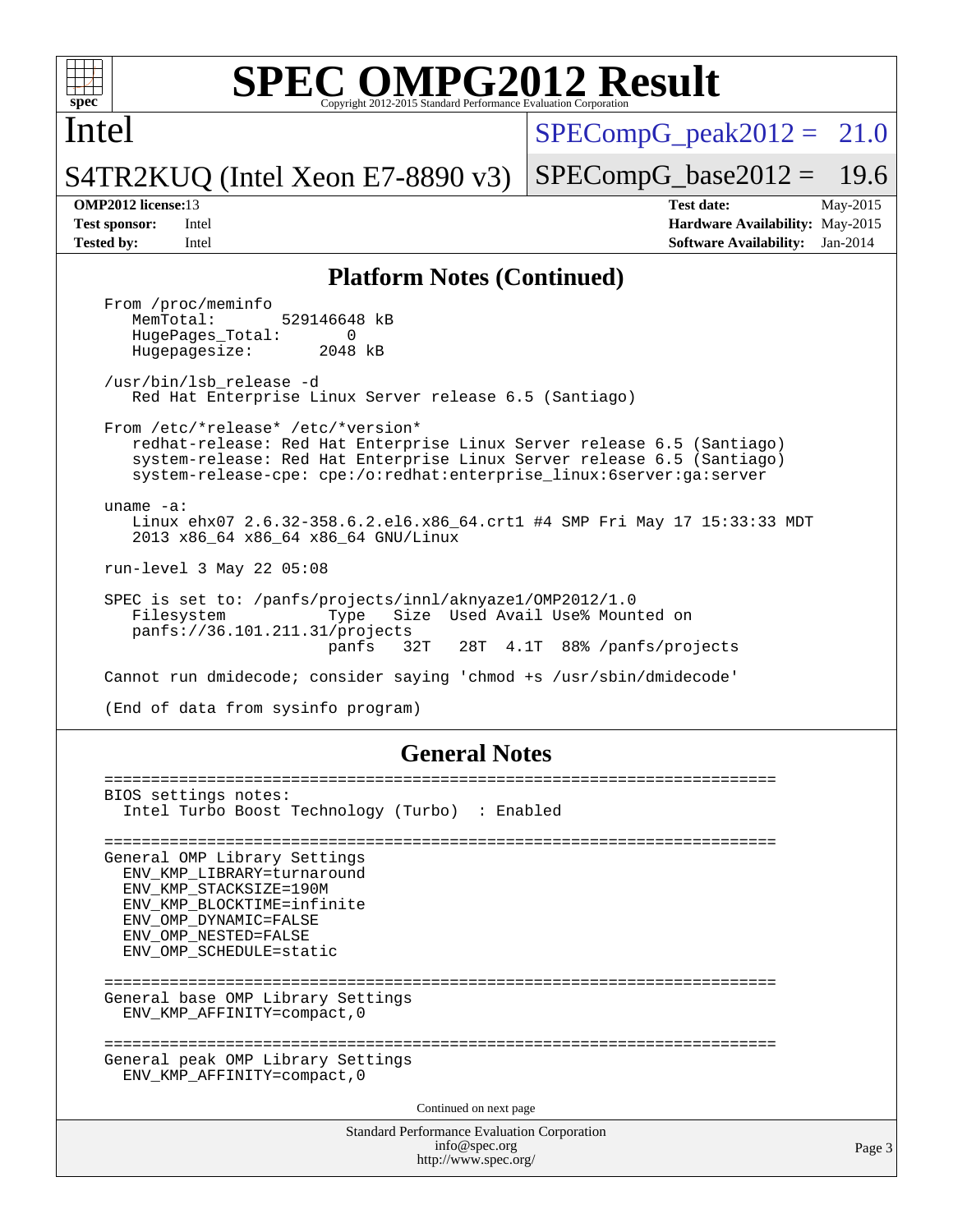# SPEC OMPG2012 Result

Copyright 2012-2015 Standard Performance Evaluation Corporation

**Intel**

**S4TR2KUQ (Intel Xeon E7-8890 v3)**

SPECompG_peak2012 = 21.0

SPECompG_base2012 = 19.6

| | | | |
|---|---|---|---|
| **OMP2012 license:** 13 | | **Test date:** | May-2015 |
| **Test sponsor:** | Intel | **Hardware Availability:** | May-2015 |
| **Tested by:** | Intel | **Software Availability:** | Jan-2014 |

## Platform Notes (Continued)

```
From /proc/meminfo
   MemTotal:       529146648 kB
   HugePages_Total:       0
   Hugepagesize:       2048 kB

/usr/bin/lsb_release -d
   Red Hat Enterprise Linux Server release 6.5 (Santiago)

From /etc/*release* /etc/*version*
   redhat-release: Red Hat Enterprise Linux Server release 6.5 (Santiago)
   system-release: Red Hat Enterprise Linux Server release 6.5 (Santiago)
   system-release-cpe: cpe:/o:redhat:enterprise_linux:6server:ga:server

uname -a:
   Linux ehx07 2.6.32-358.6.2.el6.x86_64.crt1 #4 SMP Fri May 17 15:33:33 MDT
   2013 x86_64 x86_64 x86_64 GNU/Linux

run-level 3 May 22 05:08

SPEC is set to: /panfs/projects/innl/aknyaze1/OMP2012/1.0
   Filesystem           Type   Size  Used Avail Use% Mounted on
   panfs://36.101.211.31/projects
                        panfs   32T   28T  4.1T  88% /panfs/projects

Cannot run dmidecode; consider saying 'chmod +s /usr/sbin/dmidecode'

(End of data from sysinfo program)
```

## General Notes

```
========================================================================
BIOS settings notes:
  Intel Turbo Boost Technology (Turbo)  : Enabled

========================================================================
General OMP Library Settings
  ENV_KMP_LIBRARY=turnaround
  ENV_KMP_STACKSIZE=190M
  ENV_KMP_BLOCKTIME=infinite
  ENV_OMP_DYNAMIC=FALSE
  ENV_OMP_NESTED=FALSE
  ENV_OMP_SCHEDULE=static

========================================================================
General base OMP Library Settings
  ENV_KMP_AFFINITY=compact,0

========================================================================
General peak OMP Library Settings
  ENV_KMP_AFFINITY=compact,0
```

Continued on next page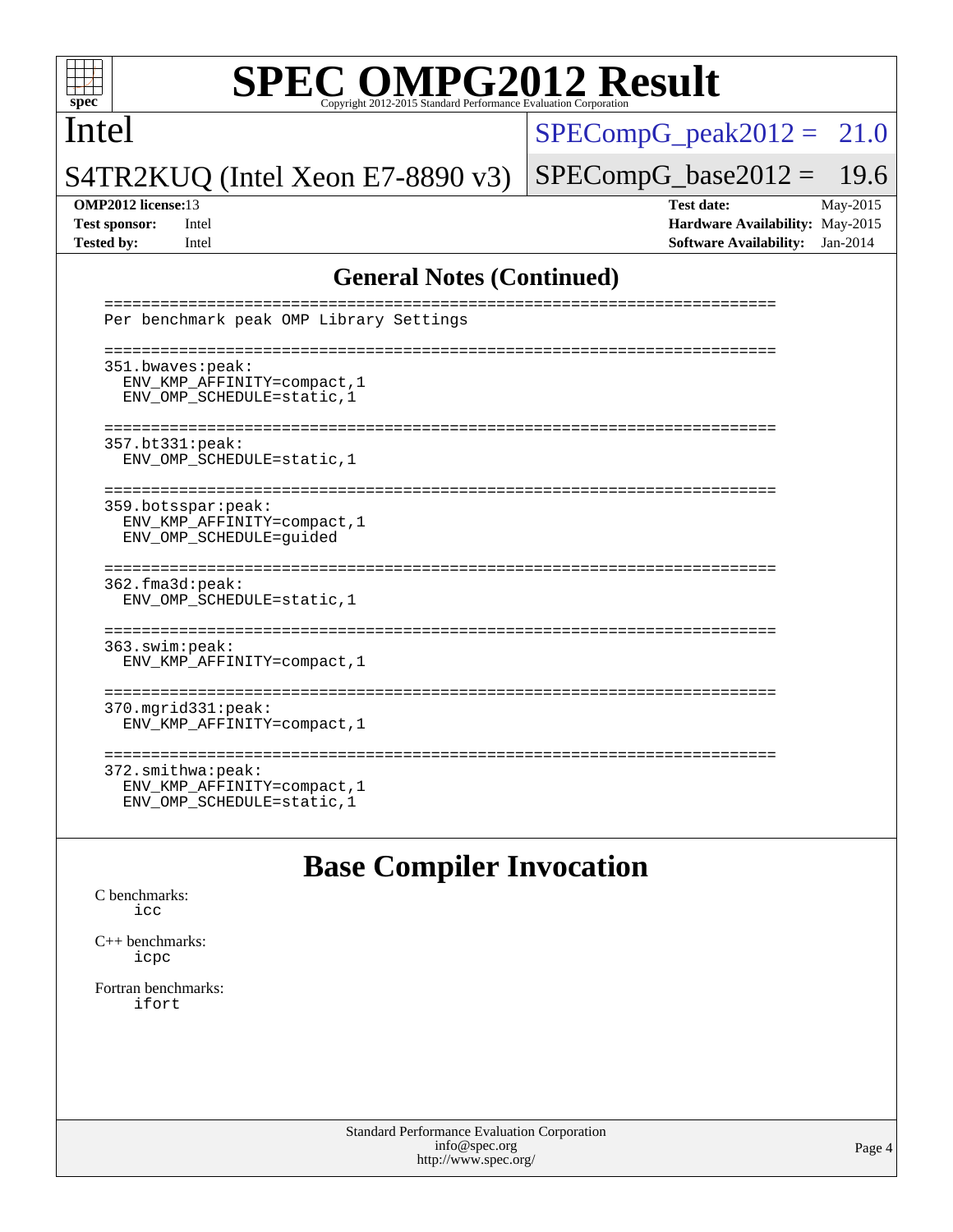## General Notes (Continued)

```
========================================================================
Per benchmark peak OMP Library Settings

========================================================================
351.bwaves:peak:
  ENV_KMP_AFFINITY=compact,1
  ENV_OMP_SCHEDULE=static,1

========================================================================
357.bt331:peak:
  ENV_OMP_SCHEDULE=static,1

========================================================================
359.botsspar:peak:
  ENV_KMP_AFFINITY=compact,1
  ENV_OMP_SCHEDULE=guided

========================================================================
362.fma3d:peak:
  ENV_OMP_SCHEDULE=static,1

========================================================================
363.swim:peak:
  ENV_KMP_AFFINITY=compact,1

========================================================================
370.mgrid331:peak:
  ENV_KMP_AFFINITY=compact,1

========================================================================
372.smithwa:peak:
  ENV_KMP_AFFINITY=compact,1
  ENV_OMP_SCHEDULE=static,1
```

# Base Compiler Invocation

C benchmarks:
 icc

C++ benchmarks:
 icpc

Fortran benchmarks:
 ifort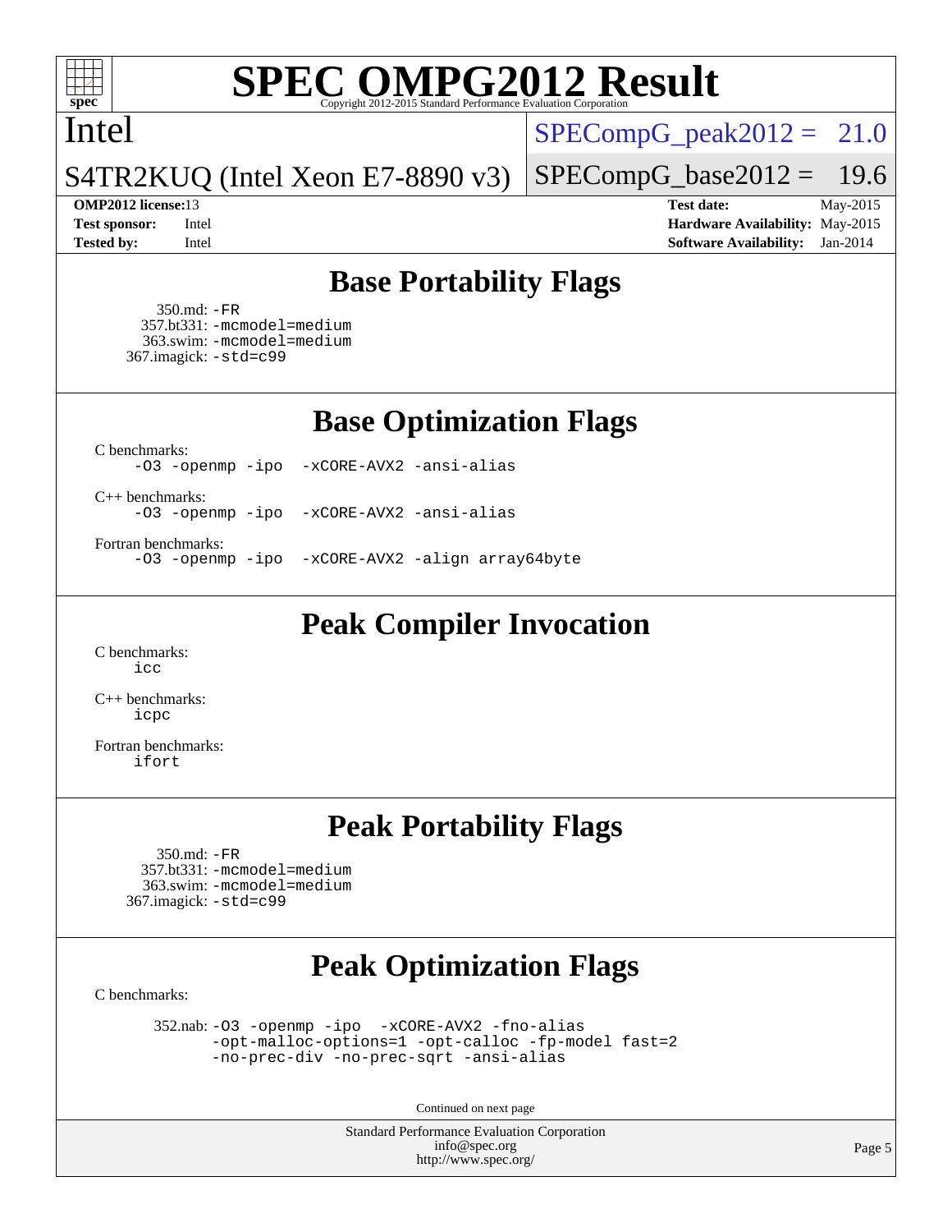## Base Portability Flags

350.md: -FR
357.bt331: -mcmodel=medium
363.swim: -mcmodel=medium
367.imagick: -std=c99

## Base Optimization Flags

C benchmarks:
-O3 -openmp -ipo -xCORE-AVX2 -ansi-alias

C++ benchmarks:
-O3 -openmp -ipo -xCORE-AVX2 -ansi-alias

Fortran benchmarks:
-O3 -openmp -ipo -xCORE-AVX2 -align array64byte

## Peak Compiler Invocation

C benchmarks:
icc

C++ benchmarks:
icpc

Fortran benchmarks:
ifort

## Peak Portability Flags

350.md: -FR
357.bt331: -mcmodel=medium
363.swim: -mcmodel=medium
367.imagick: -std=c99

## Peak Optimization Flags

C benchmarks:

352.nab: -O3 -openmp -ipo -xCORE-AVX2 -fno-alias -opt-malloc-options=1 -opt-calloc -fp-model fast=2 -no-prec-div -no-prec-sqrt -ansi-alias

Continued on next page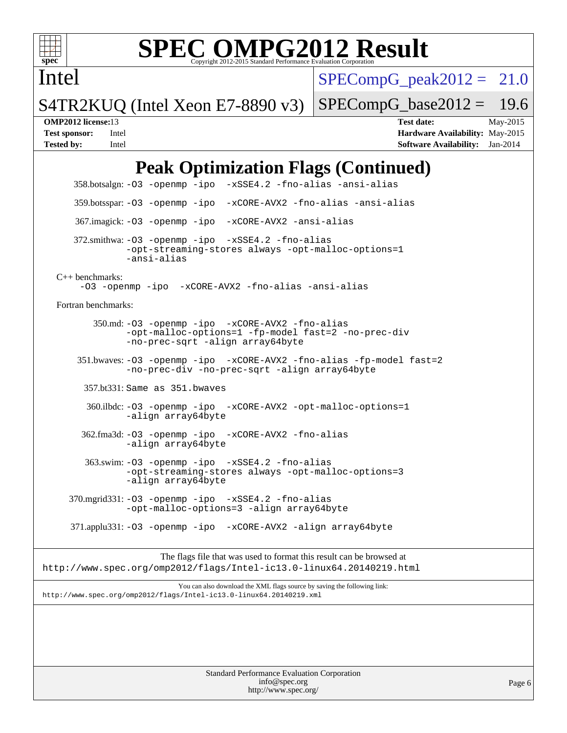# SPEC OMPG2012 Result

Copyright 2012-2015 Standard Performance Evaluation Corporation

**Intel**

**S4TR2KUQ (Intel Xeon E7-8890 v3)**

SPECompG_peak2012 = 21.0

SPECompG_base2012 = 19.6

**OMP2012 license:** 13
**Test sponsor:** Intel
**Tested by:** Intel

**Test date:** May-2015
**Hardware Availability:** May-2015
**Software Availability:** Jan-2014

## Peak Optimization Flags (Continued)

358.botsalgn: `-O3 -openmp -ipo -xSSE4.2 -fno-alias -ansi-alias`

359.botsspar: `-O3 -openmp -ipo -xCORE-AVX2 -fno-alias -ansi-alias`

367.imagick: `-O3 -openmp -ipo -xCORE-AVX2 -ansi-alias`

372.smithwa: `-O3 -openmp -ipo -xSSE4.2 -fno-alias -opt-streaming-stores always -opt-malloc-options=1 -ansi-alias`

C++ benchmarks:

`-O3 -openmp -ipo -xCORE-AVX2 -fno-alias -ansi-alias`

Fortran benchmarks:

350.md: `-O3 -openmp -ipo -xCORE-AVX2 -fno-alias -opt-malloc-options=1 -fp-model fast=2 -no-prec-div -no-prec-sqrt -align array64byte`

351.bwaves: `-O3 -openmp -ipo -xCORE-AVX2 -fno-alias -fp-model fast=2 -no-prec-div -no-prec-sqrt -align array64byte`

357.bt331: Same as 351.bwaves

360.ilbdc: `-O3 -openmp -ipo -xCORE-AVX2 -opt-malloc-options=1 -align array64byte`

362.fma3d: `-O3 -openmp -ipo -xCORE-AVX2 -fno-alias -align array64byte`

363.swim: `-O3 -openmp -ipo -xSSE4.2 -fno-alias -opt-streaming-stores always -opt-malloc-options=3 -align array64byte`

370.mgrid331: `-O3 -openmp -ipo -xSSE4.2 -fno-alias -opt-malloc-options=3 -align array64byte`

371.applu331: `-O3 -openmp -ipo -xCORE-AVX2 -align array64byte`

The flags file that was used to format this result can be browsed at
http://www.spec.org/omp2012/flags/Intel-ic13.0-linux64.20140219.html

You can also download the XML flags source by saving the following link:
http://www.spec.org/omp2012/flags/Intel-ic13.0-linux64.20140219.xml

Standard Performance Evaluation Corporation
info@spec.org
http://www.spec.org/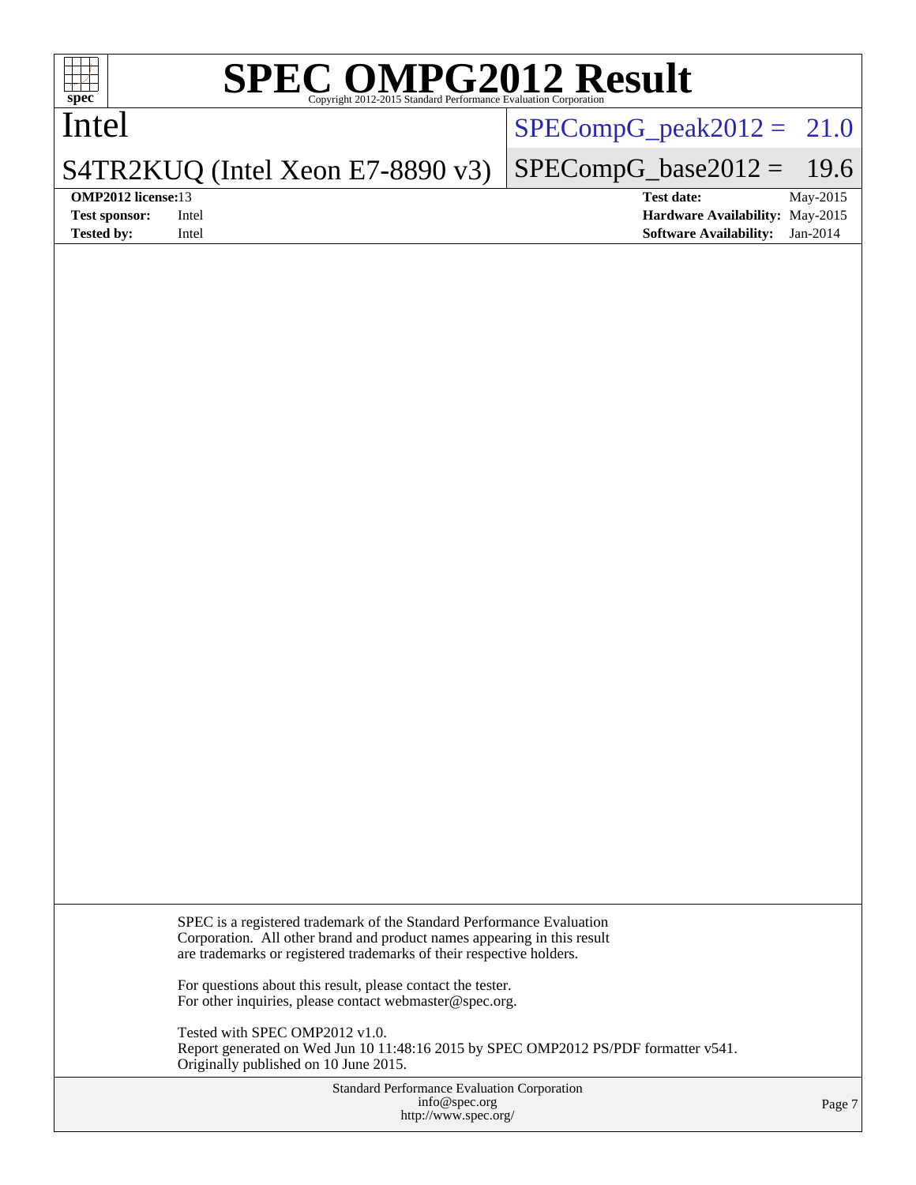SPEC is a registered trademark of the Standard Performance Evaluation Corporation. All other brand and product names appearing in this result are trademarks or registered trademarks of their respective holders.

For questions about this result, please contact the tester.
For other inquiries, please contact webmaster@spec.org.

Tested with SPEC OMP2012 v1.0.
Report generated on Wed Jun 10 11:48:16 2015 by SPEC OMP2012 PS/PDF formatter v541.
Originally published on 10 June 2015.